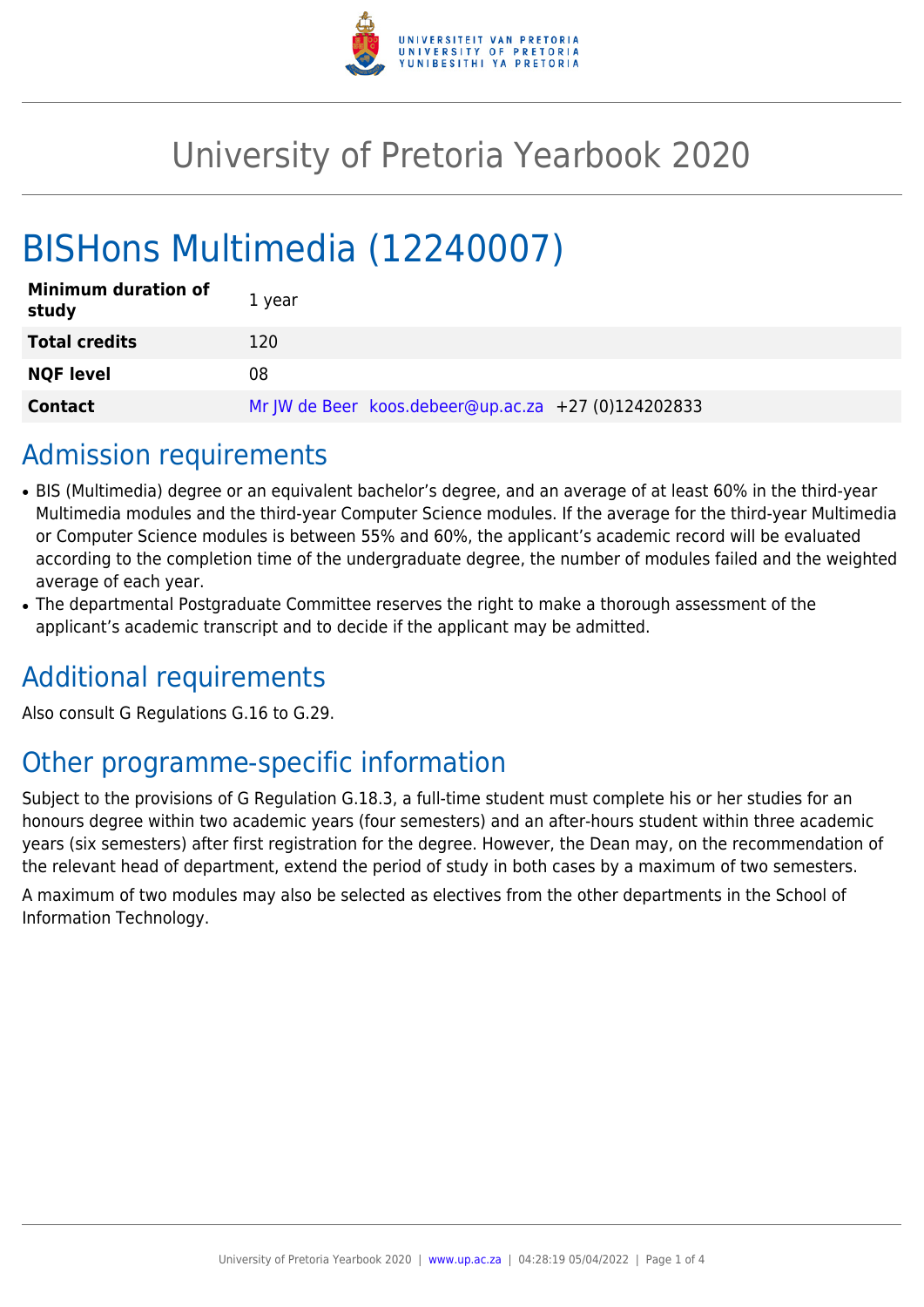# University of Pretoria Yearbook 2020

# BISHons Multimedia (12240007)

| | |
|---|---|
| **Minimum duration of study** | 1 year |
| **Total credits** | 120 |
| **NQF level** | 08 |
| **Contact** | Mr JW de Beer koos.debeer@up.ac.za +27 (0)124202833 |

## Admission requirements

- BIS (Multimedia) degree or an equivalent bachelor's degree, and an average of at least 60% in the third-year Multimedia modules and the third-year Computer Science modules. If the average for the third-year Multimedia or Computer Science modules is between 55% and 60%, the applicant's academic record will be evaluated according to the completion time of the undergraduate degree, the number of modules failed and the weighted average of each year.
- The departmental Postgraduate Committee reserves the right to make a thorough assessment of the applicant's academic transcript and to decide if the applicant may be admitted.

## Additional requirements

Also consult G Regulations G.16 to G.29.

## Other programme-specific information

Subject to the provisions of G Regulation G.18.3, a full-time student must complete his or her studies for an honours degree within two academic years (four semesters) and an after-hours student within three academic years (six semesters) after first registration for the degree. However, the Dean may, on the recommendation of the relevant head of department, extend the period of study in both cases by a maximum of two semesters.

A maximum of two modules may also be selected as electives from the other departments in the School of Information Technology.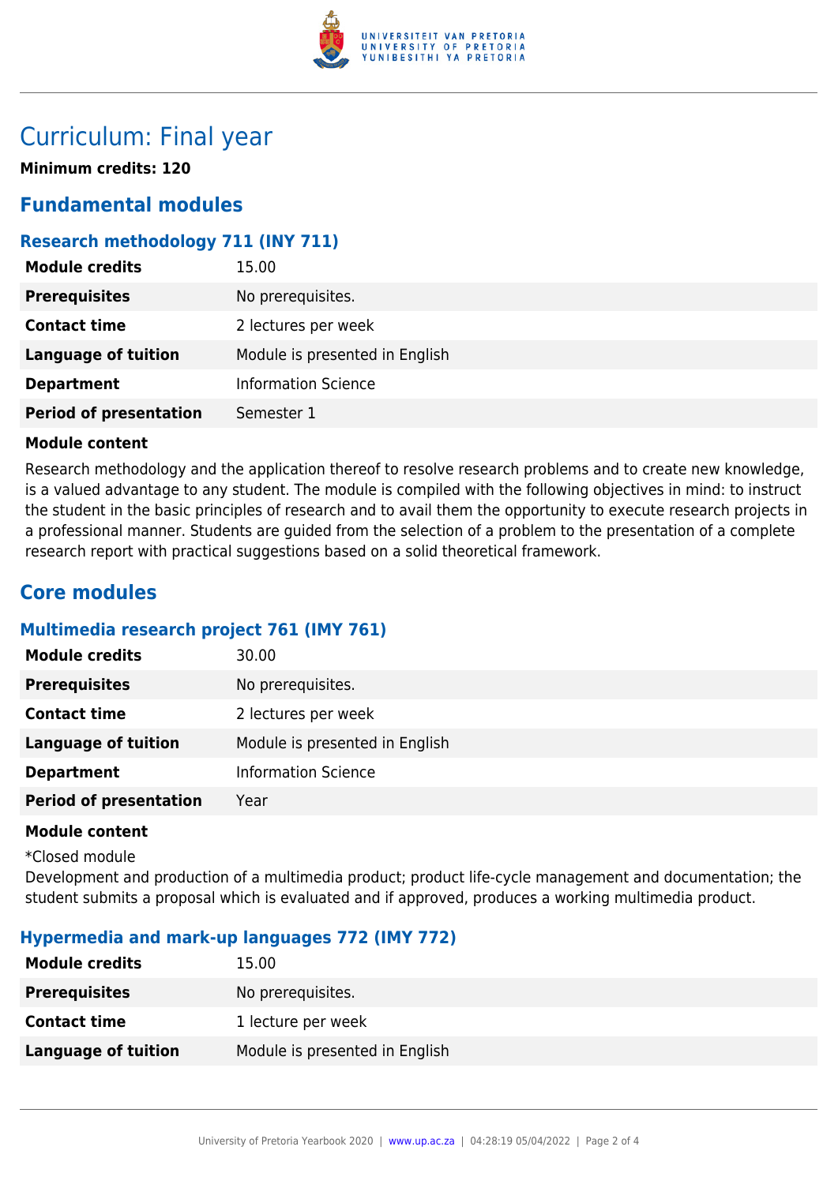# Curriculum: Final year

**Minimum credits: 120**

## Fundamental modules

### Research methodology 711 (INY 711)

| | |
|---|---|
| **Module credits** | 15.00 |
| **Prerequisites** | No prerequisites. |
| **Contact time** | 2 lectures per week |
| **Language of tuition** | Module is presented in English |
| **Department** | Information Science |
| **Period of presentation** | Semester 1 |

**Module content**

Research methodology and the application thereof to resolve research problems and to create new knowledge, is a valued advantage to any student. The module is compiled with the following objectives in mind: to instruct the student in the basic principles of research and to avail them the opportunity to execute research projects in a professional manner. Students are guided from the selection of a problem to the presentation of a complete research report with practical suggestions based on a solid theoretical framework.

## Core modules

### Multimedia research project 761 (IMY 761)

| | |
|---|---|
| **Module credits** | 30.00 |
| **Prerequisites** | No prerequisites. |
| **Contact time** | 2 lectures per week |
| **Language of tuition** | Module is presented in English |
| **Department** | Information Science |
| **Period of presentation** | Year |

**Module content**

*Closed module
Development and production of a multimedia product; product life-cycle management and documentation; the student submits a proposal which is evaluated and if approved, produces a working multimedia product.

### Hypermedia and mark-up languages 772 (IMY 772)

| | |
|---|---|
| **Module credits** | 15.00 |
| **Prerequisites** | No prerequisites. |
| **Contact time** | 1 lecture per week |
| **Language of tuition** | Module is presented in English |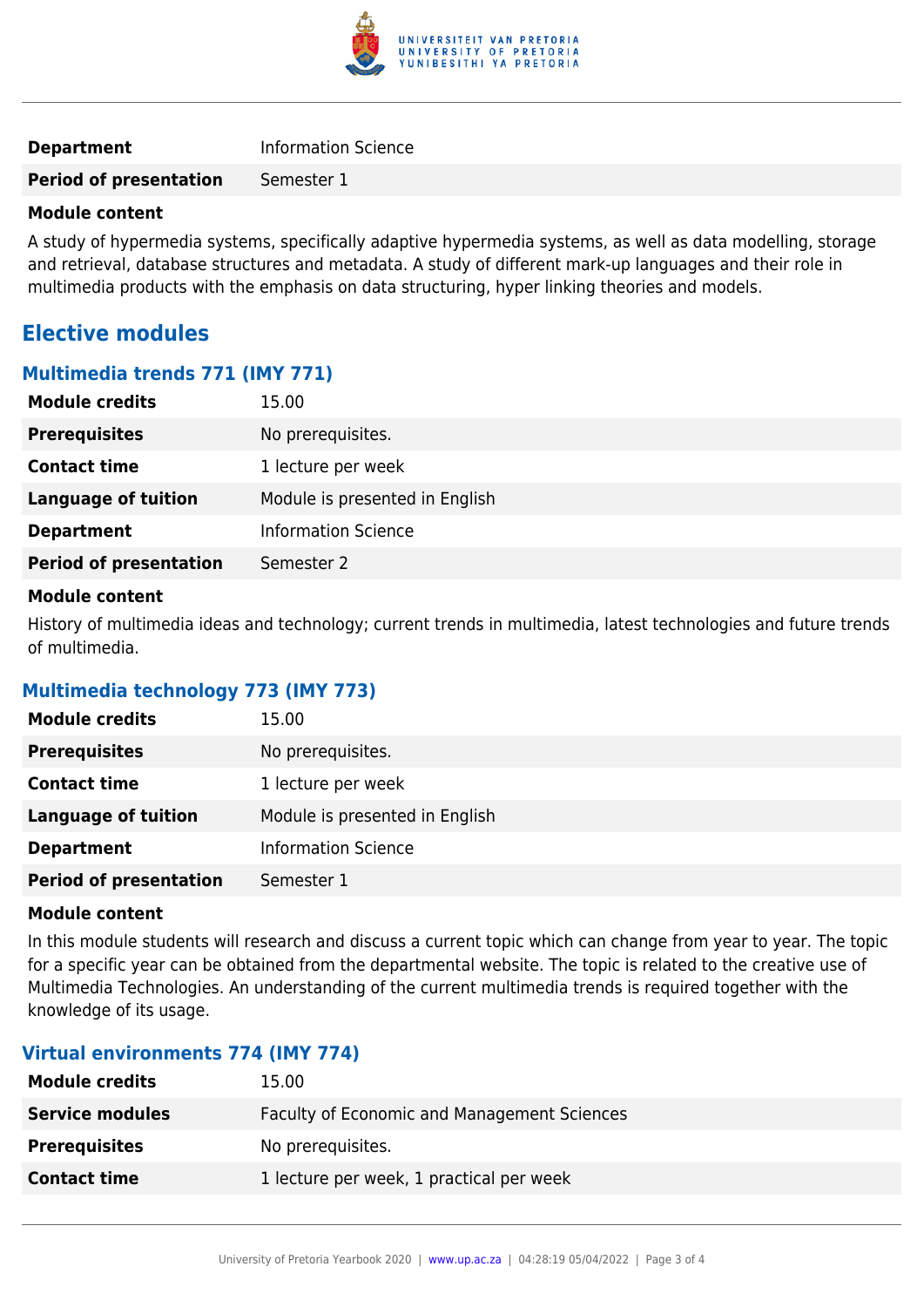| | |
|---|---|
| **Department** | Information Science |
| **Period of presentation** | Semester 1 |

**Module content**

A study of hypermedia systems, specifically adaptive hypermedia systems, as well as data modelling, storage and retrieval, database structures and metadata. A study of different mark-up languages and their role in multimedia products with the emphasis on data structuring, hyper linking theories and models.

## Elective modules

### Multimedia trends 771 (IMY 771)

| | |
|---|---|
| **Module credits** | 15.00 |
| **Prerequisites** | No prerequisites. |
| **Contact time** | 1 lecture per week |
| **Language of tuition** | Module is presented in English |
| **Department** | Information Science |
| **Period of presentation** | Semester 2 |

**Module content**

History of multimedia ideas and technology; current trends in multimedia, latest technologies and future trends of multimedia.

### Multimedia technology 773 (IMY 773)

| | |
|---|---|
| **Module credits** | 15.00 |
| **Prerequisites** | No prerequisites. |
| **Contact time** | 1 lecture per week |
| **Language of tuition** | Module is presented in English |
| **Department** | Information Science |
| **Period of presentation** | Semester 1 |

**Module content**

In this module students will research and discuss a current topic which can change from year to year. The topic for a specific year can be obtained from the departmental website. The topic is related to the creative use of Multimedia Technologies. An understanding of the current multimedia trends is required together with the knowledge of its usage.

### Virtual environments 774 (IMY 774)

| | |
|---|---|
| **Module credits** | 15.00 |
| **Service modules** | Faculty of Economic and Management Sciences |
| **Prerequisites** | No prerequisites. |
| **Contact time** | 1 lecture per week, 1 practical per week |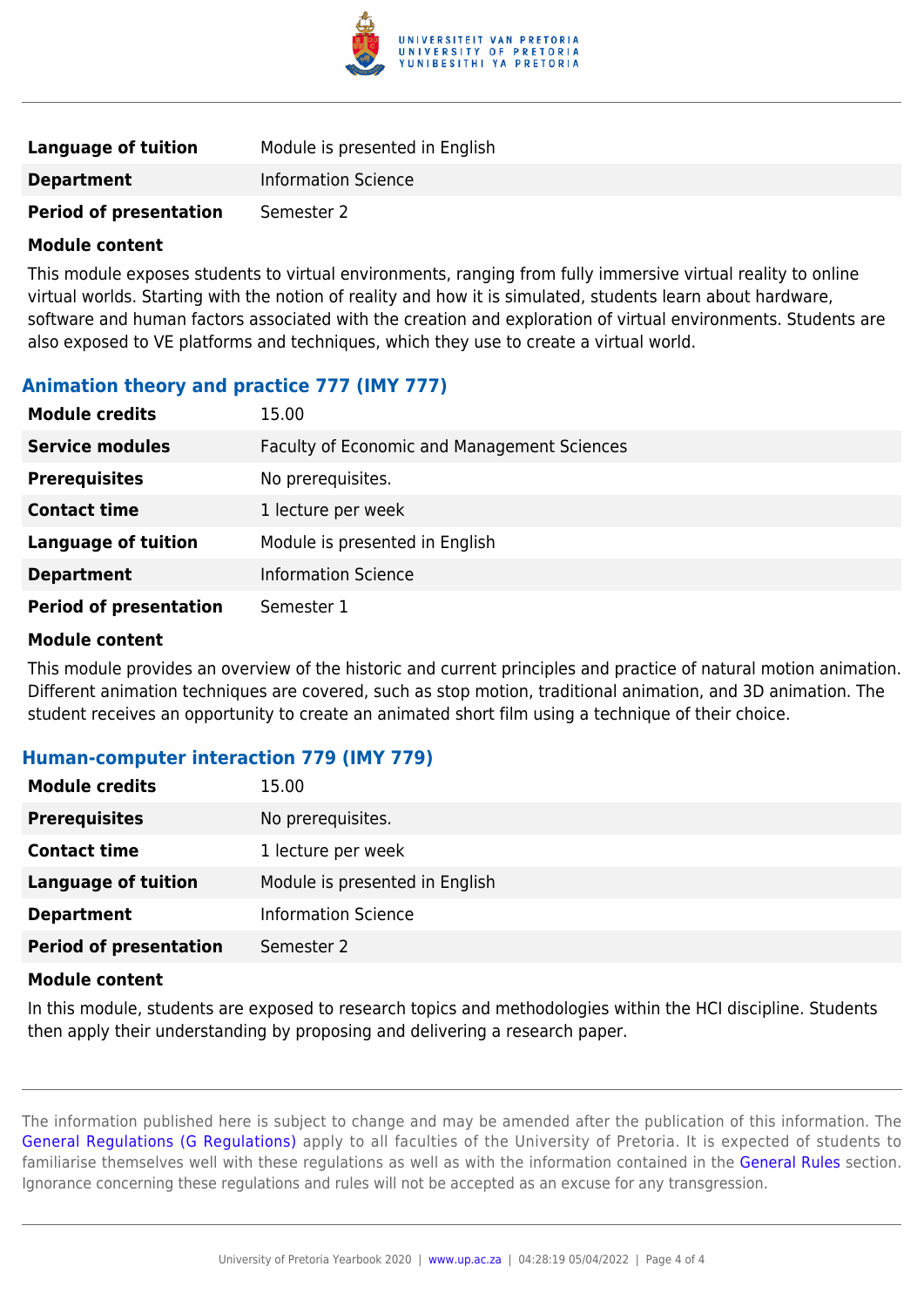| | |
|---|---|
| **Language of tuition** | Module is presented in English |
| **Department** | Information Science |
| **Period of presentation** | Semester 2 |

**Module content**

This module exposes students to virtual environments, ranging from fully immersive virtual reality to online virtual worlds. Starting with the notion of reality and how it is simulated, students learn about hardware, software and human factors associated with the creation and exploration of virtual environments. Students are also exposed to VE platforms and techniques, which they use to create a virtual world.

### Animation theory and practice 777 (IMY 777)

| | |
|---|---|
| **Module credits** | 15.00 |
| **Service modules** | Faculty of Economic and Management Sciences |
| **Prerequisites** | No prerequisites. |
| **Contact time** | 1 lecture per week |
| **Language of tuition** | Module is presented in English |
| **Department** | Information Science |
| **Period of presentation** | Semester 1 |

**Module content**

This module provides an overview of the historic and current principles and practice of natural motion animation. Different animation techniques are covered, such as stop motion, traditional animation, and 3D animation. The student receives an opportunity to create an animated short film using a technique of their choice.

### Human-computer interaction 779 (IMY 779)

| | |
|---|---|
| **Module credits** | 15.00 |
| **Prerequisites** | No prerequisites. |
| **Contact time** | 1 lecture per week |
| **Language of tuition** | Module is presented in English |
| **Department** | Information Science |
| **Period of presentation** | Semester 2 |

**Module content**

In this module, students are exposed to research topics and methodologies within the HCI discipline. Students then apply their understanding by proposing and delivering a research paper.

The information published here is subject to change and may be amended after the publication of this information. The General Regulations (G Regulations) apply to all faculties of the University of Pretoria. It is expected of students to familiarise themselves well with these regulations as well as with the information contained in the General Rules section. Ignorance concerning these regulations and rules will not be accepted as an excuse for any transgression.